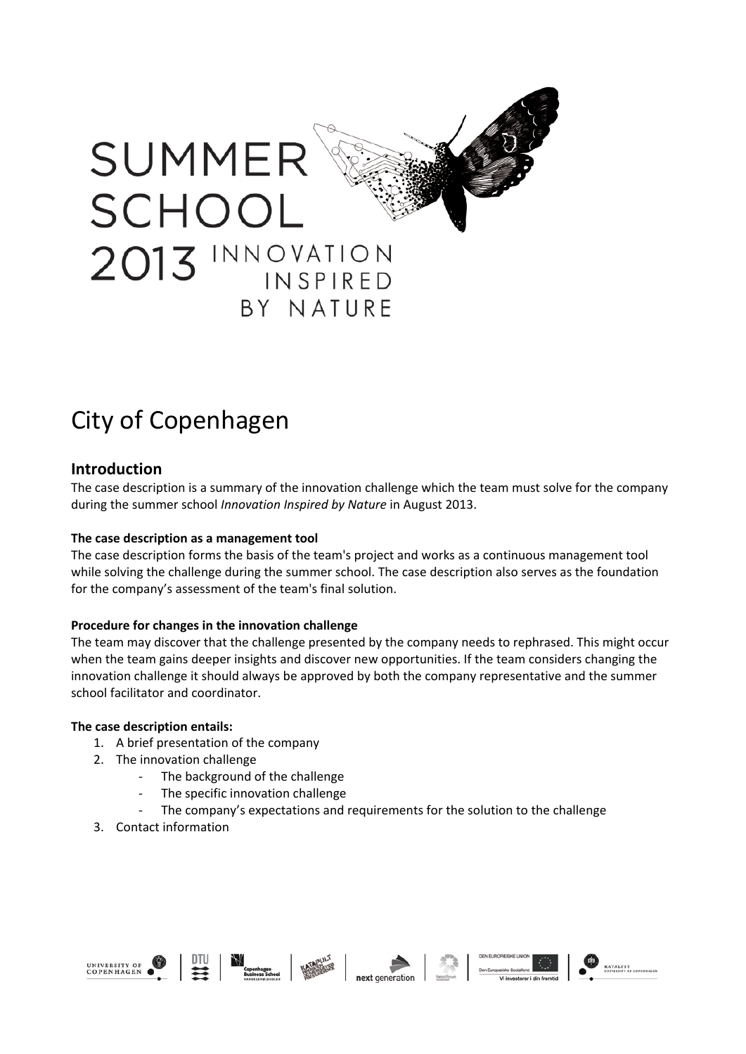# SUMMER SCHOOL 2013 INNOVATION INSPIRED BY NATURE

# City of Copenhagen

## Introduction

The case description is a summary of the innovation challenge which the team must solve for the company during the summer school *Innovation Inspired by Nature* in August 2013.

**The case description as a management tool**

The case description forms the basis of the team's project and works as a continuous management tool while solving the challenge during the summer school. The case description also serves as the foundation for the company's assessment of the team's final solution.

**Procedure for changes in the innovation challenge**

The team may discover that the challenge presented by the company needs to rephrased. This might occur when the team gains deeper insights and discover new opportunities. If the team considers changing the innovation challenge it should always be approved by both the company representative and the summer school facilitator and coordinator.

**The case description entails:**

1. A brief presentation of the company
2. The innovation challenge
   - The background of the challenge
   - The specific innovation challenge
   - The company's expectations and requirements for the solution to the challenge
3. Contact information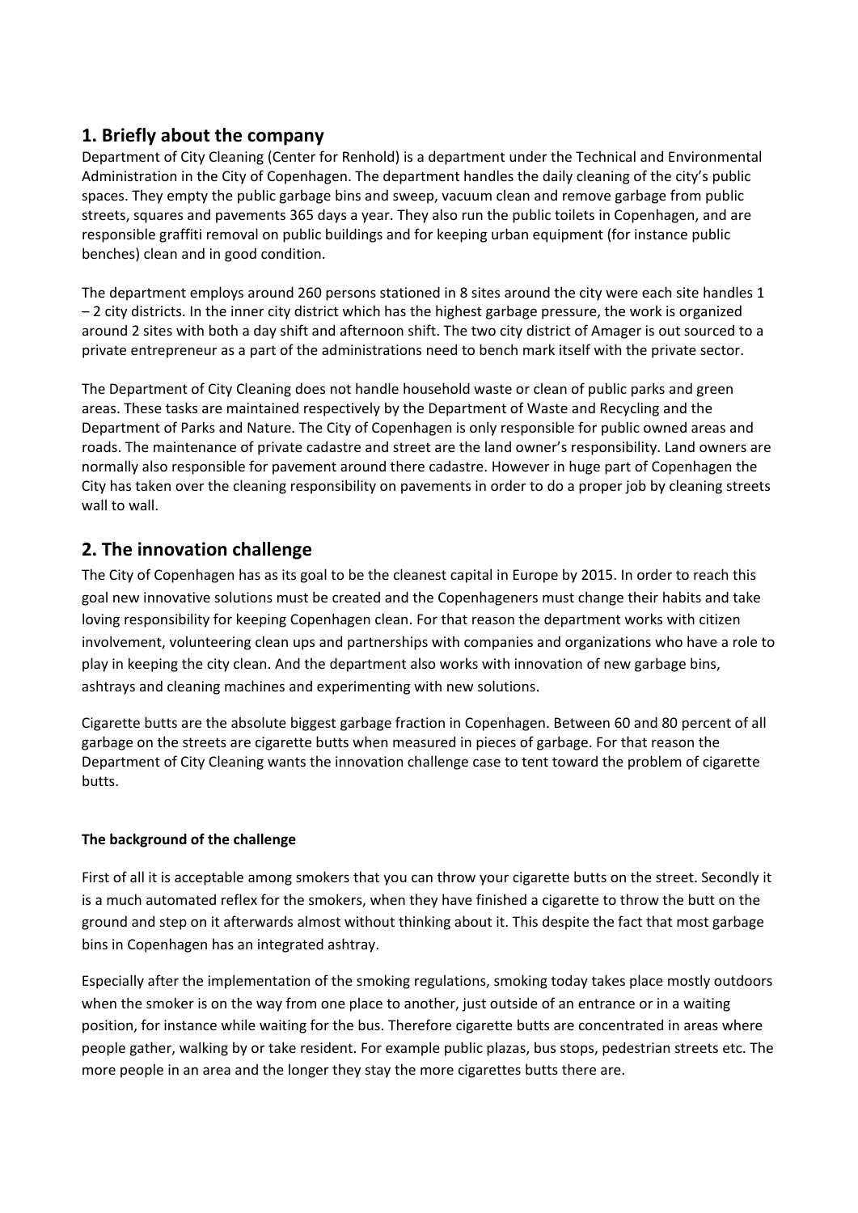## 1. Briefly about the company

Department of City Cleaning (Center for Renhold) is a department under the Technical and Environmental Administration in the City of Copenhagen. The department handles the daily cleaning of the city's public spaces. They empty the public garbage bins and sweep, vacuum clean and remove garbage from public streets, squares and pavements 365 days a year. They also run the public toilets in Copenhagen, and are responsible graffiti removal on public buildings and for keeping urban equipment (for instance public benches) clean and in good condition.

The department employs around 260 persons stationed in 8 sites around the city were each site handles 1 – 2 city districts. In the inner city district which has the highest garbage pressure, the work is organized around 2 sites with both a day shift and afternoon shift. The two city district of Amager is out sourced to a private entrepreneur as a part of the administrations need to bench mark itself with the private sector.

The Department of City Cleaning does not handle household waste or clean of public parks and green areas. These tasks are maintained respectively by the Department of Waste and Recycling and the Department of Parks and Nature. The City of Copenhagen is only responsible for public owned areas and roads. The maintenance of private cadastre and street are the land owner's responsibility. Land owners are normally also responsible for pavement around there cadastre. However in huge part of Copenhagen the City has taken over the cleaning responsibility on pavements in order to do a proper job by cleaning streets wall to wall.

## 2. The innovation challenge

The City of Copenhagen has as its goal to be the cleanest capital in Europe by 2015. In order to reach this goal new innovative solutions must be created and the Copenhageners must change their habits and take loving responsibility for keeping Copenhagen clean. For that reason the department works with citizen involvement, volunteering clean ups and partnerships with companies and organizations who have a role to play in keeping the city clean. And the department also works with innovation of new garbage bins, ashtrays and cleaning machines and experimenting with new solutions.

Cigarette butts are the absolute biggest garbage fraction in Copenhagen. Between 60 and 80 percent of all garbage on the streets are cigarette butts when measured in pieces of garbage. For that reason the Department of City Cleaning wants the innovation challenge case to tent toward the problem of cigarette butts.

**The background of the challenge**

First of all it is acceptable among smokers that you can throw your cigarette butts on the street. Secondly it is a much automated reflex for the smokers, when they have finished a cigarette to throw the butt on the ground and step on it afterwards almost without thinking about it. This despite the fact that most garbage bins in Copenhagen has an integrated ashtray.

Especially after the implementation of the smoking regulations, smoking today takes place mostly outdoors when the smoker is on the way from one place to another, just outside of an entrance or in a waiting position, for instance while waiting for the bus. Therefore cigarette butts are concentrated in areas where people gather, walking by or take resident. For example public plazas, bus stops, pedestrian streets etc. The more people in an area and the longer they stay the more cigarettes butts there are.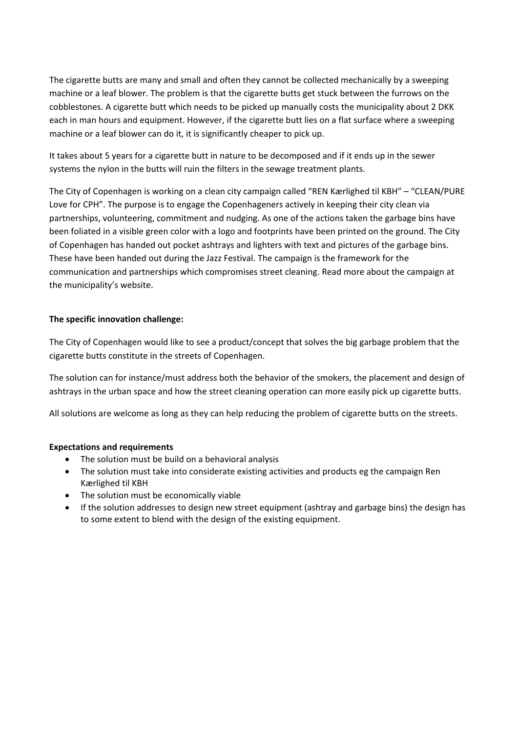The cigarette butts are many and small and often they cannot be collected mechanically by a sweeping machine or a leaf blower. The problem is that the cigarette butts get stuck between the furrows on the cobblestones. A cigarette butt which needs to be picked up manually costs the municipality about 2 DKK each in man hours and equipment. However, if the cigarette butt lies on a flat surface where a sweeping machine or a leaf blower can do it, it is significantly cheaper to pick up.

It takes about 5 years for a cigarette butt in nature to be decomposed and if it ends up in the sewer systems the nylon in the butts will ruin the filters in the sewage treatment plants.

The City of Copenhagen is working on a clean city campaign called "REN Kærlighed til KBH" – "CLEAN/PURE Love for CPH". The purpose is to engage the Copenhageners actively in keeping their city clean via partnerships, volunteering, commitment and nudging. As one of the actions taken the garbage bins have been foliated in a visible green color with a logo and footprints have been printed on the ground. The City of Copenhagen has handed out pocket ashtrays and lighters with text and pictures of the garbage bins. These have been handed out during the Jazz Festival. The campaign is the framework for the communication and partnerships which compromises street cleaning. Read more about the campaign at the municipality's website.

**The specific innovation challenge:**

The City of Copenhagen would like to see a product/concept that solves the big garbage problem that the cigarette butts constitute in the streets of Copenhagen.

The solution can for instance/must address both the behavior of the smokers, the placement and design of ashtrays in the urban space and how the street cleaning operation can more easily pick up cigarette butts.

All solutions are welcome as long as they can help reducing the problem of cigarette butts on the streets.

**Expectations and requirements**

- The solution must be build on a behavioral analysis
- The solution must take into considerate existing activities and products eg the campaign Ren Kærlighed til KBH
- The solution must be economically viable
- If the solution addresses to design new street equipment (ashtray and garbage bins) the design has to some extent to blend with the design of the existing equipment.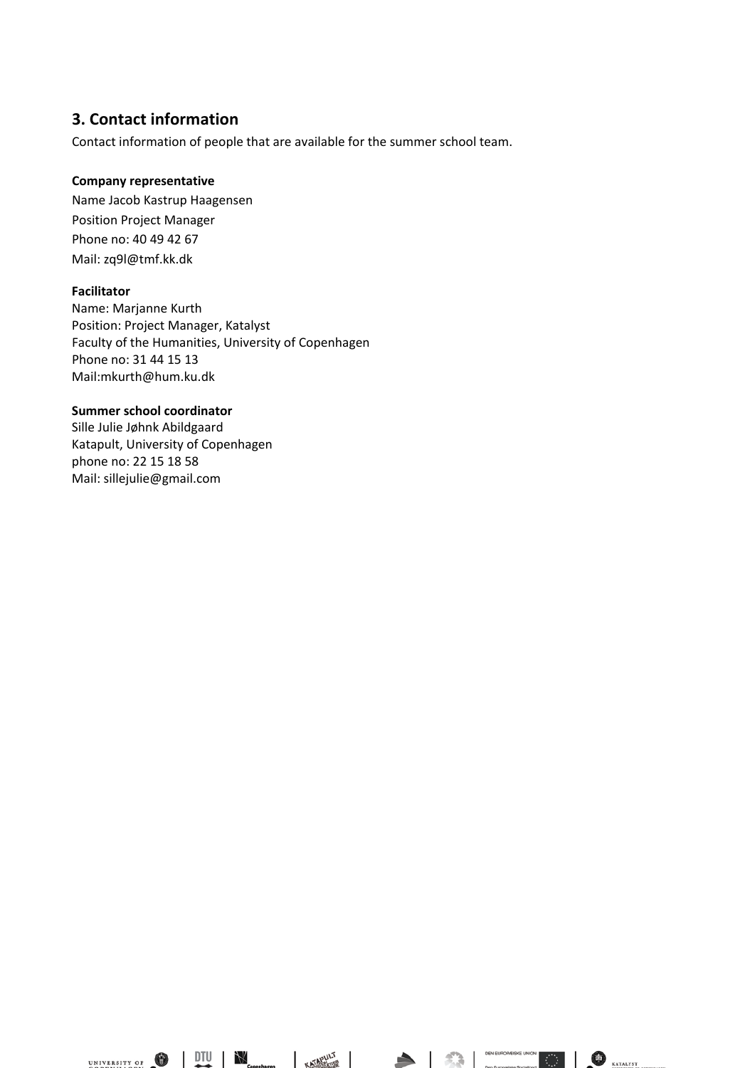## 3. Contact information

Contact information of people that are available for the summer school team.

**Company representative**
Name Jacob Kastrup Haagensen
Position Project Manager
Phone no: 40 49 42 67
Mail: zq9l@tmf.kk.dk

**Facilitator**
Name: Marjanne Kurth
Position: Project Manager, Katalyst
Faculty of the Humanities, University of Copenhagen
Phone no: 31 44 15 13
Mail:mkurth@hum.ku.dk

**Summer school coordinator**
Sille Julie Jøhnk Abildgaard
Katapult, University of Copenhagen
phone no: 22 15 18 58
Mail: sillejulie@gmail.com